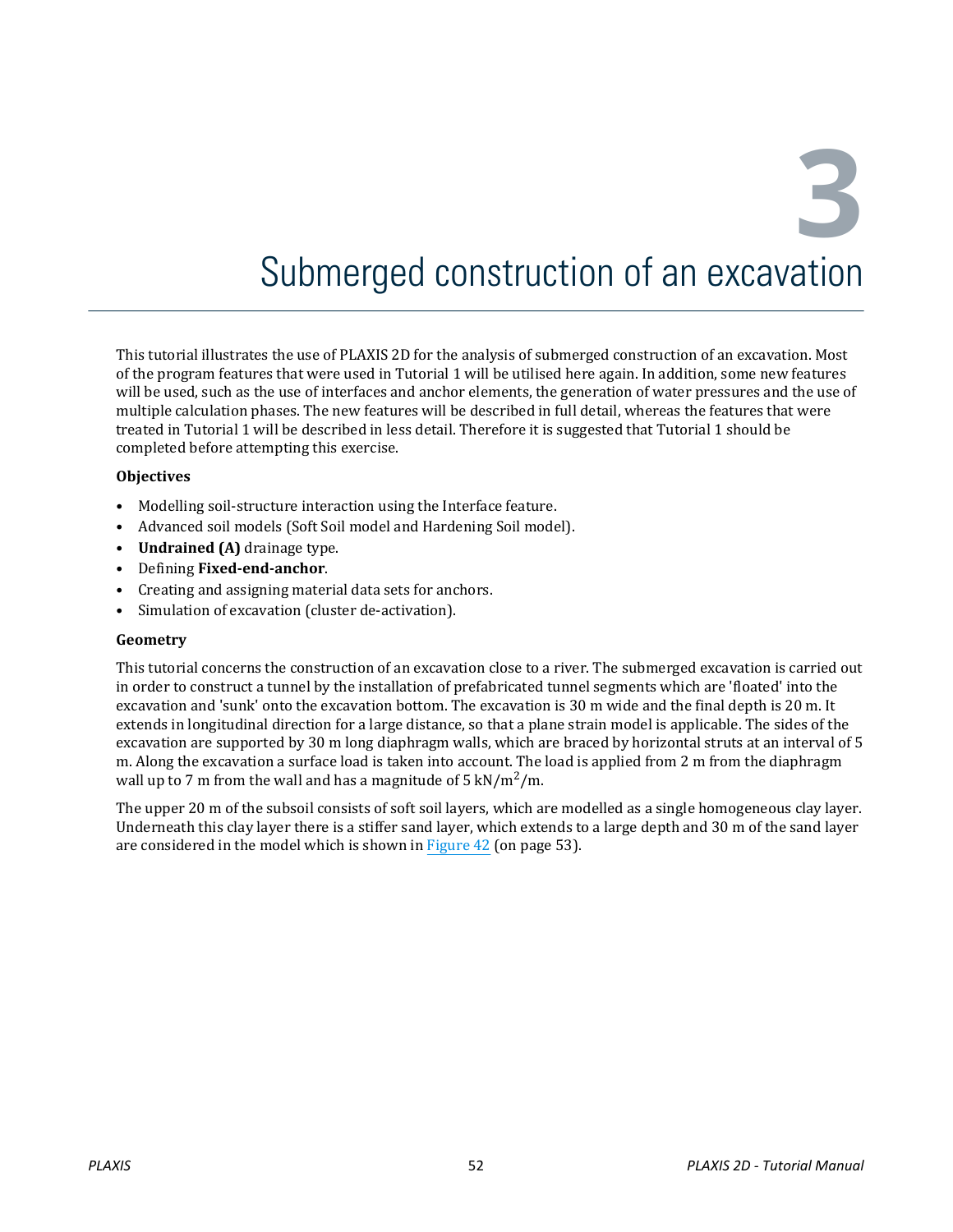# 3 Submerged construction of an excavation

This tutorial illustrates the use of PLAXIS 2D for the analysis of submerged construction of an excavation. Most of the program features that were used in Tutorial 1 will be utilised here again. In addition, some new features will be used, such as the use of interfaces and anchor elements, the generation of water pressures and the use of multiple calculation phases. The new features will be described in full detail, whereas the features that were treated in Tutorial 1 will be described in less detail. Therefore it is suggested that Tutorial 1 should be completed before attempting this exercise.

**Objectives**

- Modelling soil-structure interaction using the Interface feature.
- Advanced soil models (Soft Soil model and Hardening Soil model).
- **Undrained (A)** drainage type.
- Defining **Fixed-end-anchor**.
- Creating and assigning material data sets for anchors.
- Simulation of excavation (cluster de-activation).

**Geometry**

This tutorial concerns the construction of an excavation close to a river. The submerged excavation is carried out in order to construct a tunnel by the installation of prefabricated tunnel segments which are 'floated' into the excavation and 'sunk' onto the excavation bottom. The excavation is 30 m wide and the final depth is 20 m. It extends in longitudinal direction for a large distance, so that a plane strain model is applicable. The sides of the excavation are supported by 30 m long diaphragm walls, which are braced by horizontal struts at an interval of 5 m. Along the excavation a surface load is taken into account. The load is applied from 2 m from the diaphragm wall up to 7 m from the wall and has a magnitude of 5 $kN/m^2/m$.

The upper 20 m of the subsoil consists of soft soil layers, which are modelled as a single homogeneous clay layer. Underneath this clay layer there is a stiffer sand layer, which extends to a large depth and 30 m of the sand layer are considered in the model which is shown in Figure 42 (on page 53).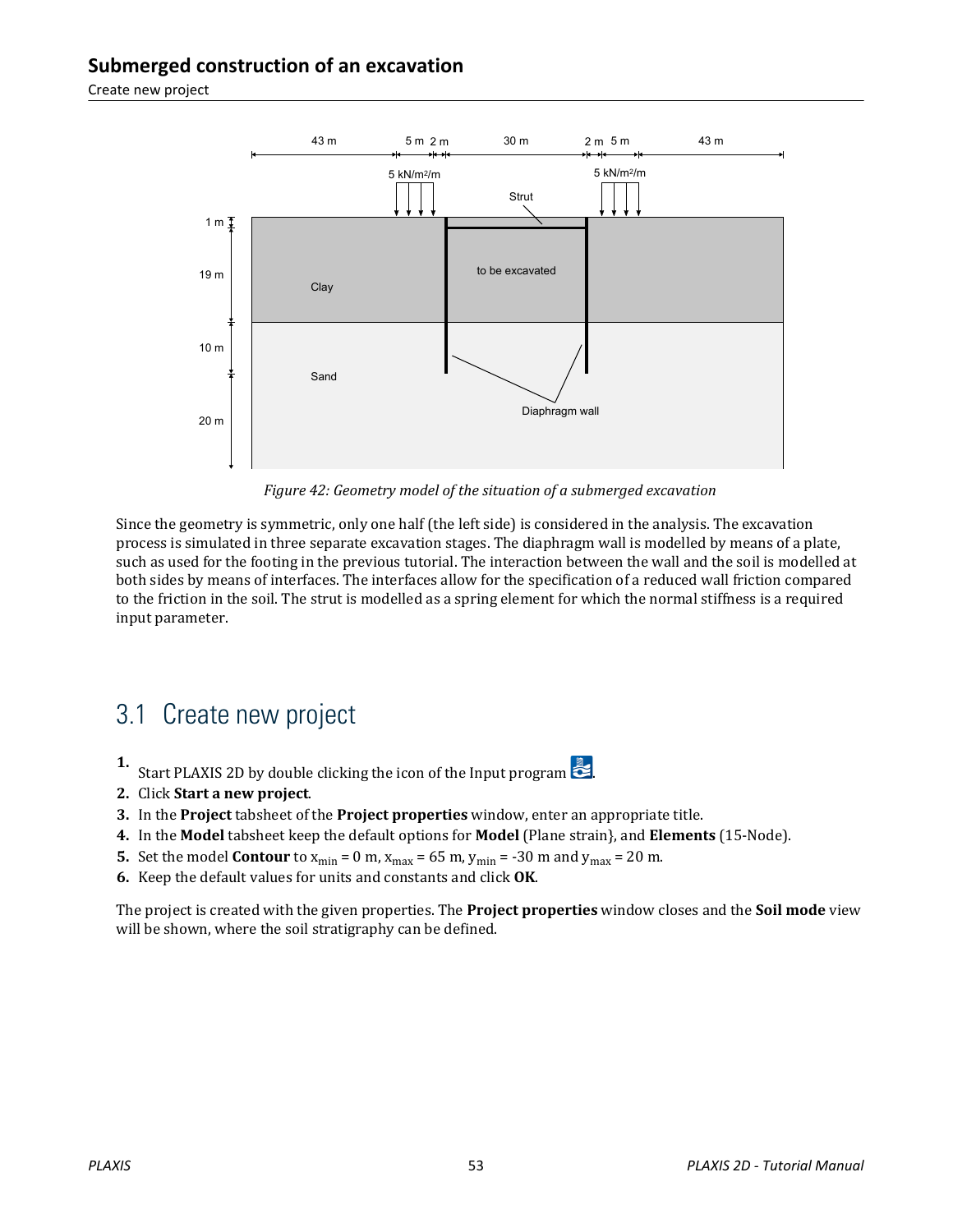*Figure 42: Geometry model of the situation of a submerged excavation*

Since the geometry is symmetric, only one half (the left side) is considered in the analysis. The excavation process is simulated in three separate excavation stages. The diaphragm wall is modelled by means of a plate, such as used for the footing in the previous tutorial. The interaction between the wall and the soil is modelled at both sides by means of interfaces. The interfaces allow for the specification of a reduced wall friction compared to the friction in the soil. The strut is modelled as a spring element for which the normal stiffness is a required input parameter.

## 3.1 Create new project

1. Start PLAXIS 2D by double clicking the icon of the Input program.
2. Click **Start a new project**.
3. In the **Project** tabsheet of the **Project properties** window, enter an appropriate title.
4. In the **Model** tabsheet keep the default options for **Model** (Plane strain}, and **Elements** (15-Node).
5. Set the model **Contour** to $x_{min}$ = 0 m, $x_{max}$ = 65 m, $y_{min}$ = -30 m and $y_{max}$ = 20 m.
6. Keep the default values for units and constants and click **OK**.

The project is created with the given properties. The **Project properties** window closes and the **Soil mode** view will be shown, where the soil stratigraphy can be defined.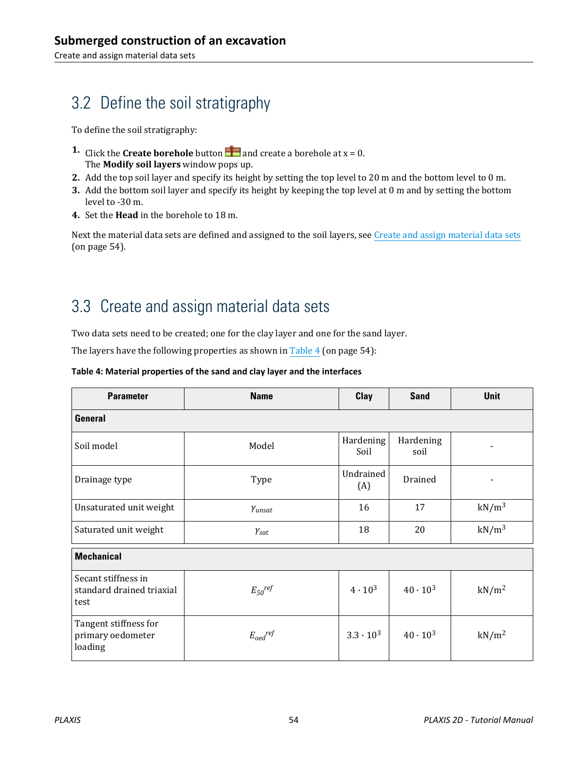## 3.2 Define the soil stratigraphy

To define the soil stratigraphy:

1. Click the **Create borehole** button and create a borehole at x = 0.
   The **Modify soil layers** window pops up.
2. Add the top soil layer and specify its height by setting the top level to 20 m and the bottom level to 0 m.
3. Add the bottom soil layer and specify its height by keeping the top level at 0 m and by setting the bottom level to -30 m.
4. Set the **Head** in the borehole to 18 m.

Next the material data sets are defined and assigned to the soil layers, see Create and assign material data sets (on page 54).

## 3.3 Create and assign material data sets

Two data sets need to be created; one for the clay layer and one for the sand layer.

The layers have the following properties as shown in Table 4 (on page 54):

**Table 4: Material properties of the sand and clay layer and the interfaces**

| Parameter | Name | Clay | Sand | Unit |
|---|---|---|---|---|
| **General** | | | | |
| Soil model | Model | Hardening Soil | Hardening soil | - |
| Drainage type | Type | Undrained (A) | Drained | - |
| Unsaturated unit weight | $\gamma_{unsat}$ | 16 | 17 | $kN/m^3$ |
| Saturated unit weight | $\gamma_{sat}$ | 18 | 20 | $kN/m^3$ |
| **Mechanical** | | | | |
| Secant stiffness in standard drained triaxial test | $E_{50}{}^{ref}$ | $4 \cdot 10^3$ | $40 \cdot 10^3$ | $kN/m^2$ |
| Tangent stiffness for primary oedometer loading | $E_{oed}{}^{ref}$ | $3.3 \cdot 10^3$ | $40 \cdot 10^3$ | $kN/m^2$ |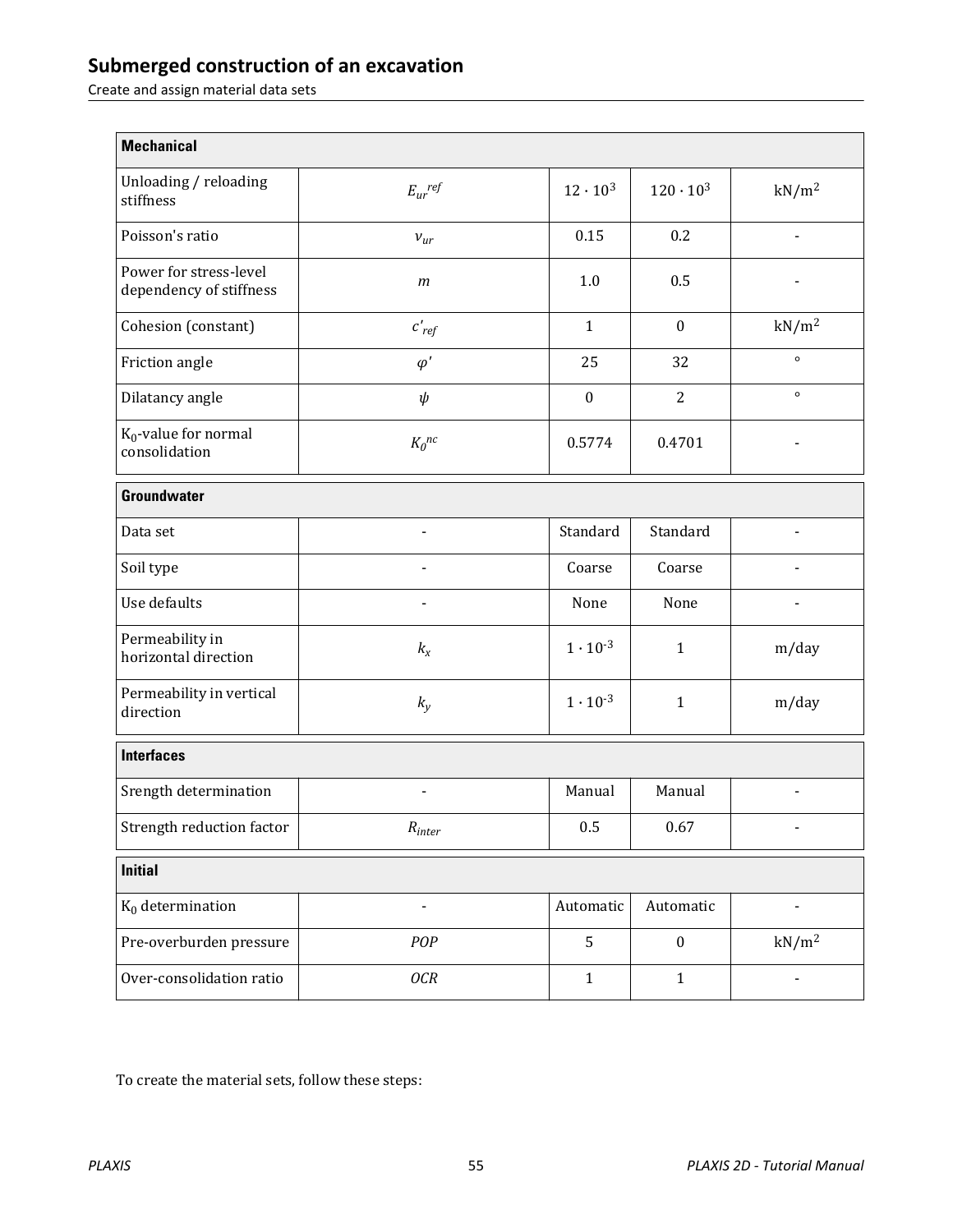| Mechanical | | | | |
|---|---|---|---|---|
| Unloading / reloading stiffness | $E_{ur}^{ref}$ | $12 \cdot 10^3$ | $120 \cdot 10^3$ | $kN/m^2$ |
| Poisson's ratio | $\nu_{ur}$ | 0.15 | 0.2 | - |
| Power for stress-level dependency of stiffness | $m$ | 1.0 | 0.5 | - |
| Cohesion (constant) | $c'_{ref}$ | 1 | 0 | $kN/m^2$ |
| Friction angle | $\varphi'$ | 25 | 32 | ° |
| Dilatancy angle | $\psi$ | 0 | 2 | ° |
| $K_0$-value for normal consolidation | $K_0^{nc}$ | 0.5774 | 0.4701 | - |
| **Groundwater** | | | | |
| Data set | - | Standard | Standard | - |
| Soil type | - | Coarse | Coarse | - |
| Use defaults | - | None | None | - |
| Permeability in horizontal direction | $k_x$ | $1 \cdot 10^{-3}$ | 1 | m/day |
| Permeability in vertical direction | $k_y$ | $1 \cdot 10^{-3}$ | 1 | m/day |
| **Interfaces** | | | | |
| Srength determination | - | Manual | Manual | - |
| Strength reduction factor | $R_{inter}$ | 0.5 | 0.67 | - |
| **Initial** | | | | |
| $K_0$ determination | - | Automatic | Automatic | - |
| Pre-overburden pressure | $POP$ | 5 | 0 | $kN/m^2$ |
| Over-consolidation ratio | $OCR$ | 1 | 1 | - |

To create the material sets, follow these steps: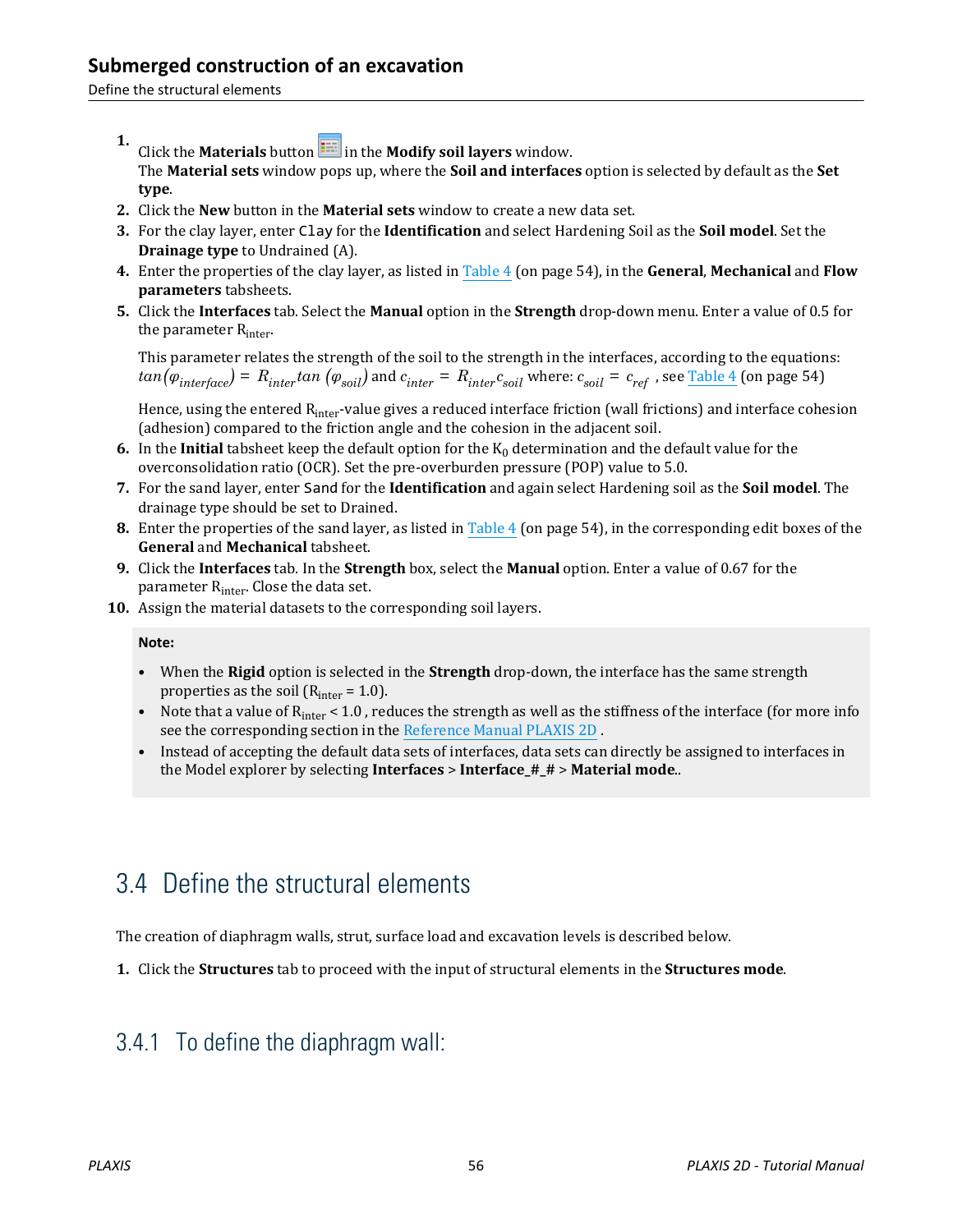1. Click the **Materials** button in the **Modify soil layers** window.
   The **Material sets** window pops up, where the **Soil and interfaces** option is selected by default as the **Set type**.
2. Click the **New** button in the **Material sets** window to create a new data set.
3. For the clay layer, enter `Clay` for the **Identification** and select Hardening Soil as the **Soil model**. Set the **Drainage type** to Undrained (A).
4. Enter the properties of the clay layer, as listed in Table 4 (on page 54), in the **General**, **Mechanical** and **Flow parameters** tabsheets.
5. Click the **Interfaces** tab. Select the **Manual** option in the **Strength** drop-down menu. Enter a value of 0.5 for the parameter $R_{inter}$.

   This parameter relates the strength of the soil to the strength in the interfaces, according to the equations: $tan(\varphi_{interface}) = R_{inter} tan\,(\varphi_{soil})$ and $c_{inter} = R_{inter} c_{soil}$ where: $c_{soil} = c_{ref}$ , see Table 4 (on page 54)

   Hence, using the entered $R_{inter}$-value gives a reduced interface friction (wall frictions) and interface cohesion (adhesion) compared to the friction angle and the cohesion in the adjacent soil.
6. In the **Initial** tabsheet keep the default option for the $K_0$ determination and the default value for the overconsolidation ratio (OCR). Set the pre-overburden pressure (POP) value to 5.0.
7. For the sand layer, enter `Sand` for the **Identification** and again select Hardening soil as the **Soil model**. The drainage type should be set to Drained.
8. Enter the properties of the sand layer, as listed in Table 4 (on page 54), in the corresponding edit boxes of the **General** and **Mechanical** tabsheet.
9. Click the **Interfaces** tab. In the **Strength** box, select the **Manual** option. Enter a value of 0.67 for the parameter $R_{inter}$. Close the data set.
10. Assign the material datasets to the corresponding soil layers.

**Note:**

- When the **Rigid** option is selected in the **Strength** drop-down, the interface has the same strength properties as the soil ($R_{inter}$ = 1.0).
- Note that a value of $R_{inter}$ < 1.0 , reduces the strength as well as the stiffness of the interface (for more info see the corresponding section in the Reference Manual PLAXIS 2D .
- Instead of accepting the default data sets of interfaces, data sets can directly be assigned to interfaces in the Model explorer by selecting **Interfaces** > **Interface_#_#** > **Material mode**..

## 3.4 Define the structural elements

The creation of diaphragm walls, strut, surface load and excavation levels is described below.

1. Click the **Structures** tab to proceed with the input of structural elements in the **Structures mode**.

### 3.4.1 To define the diaphragm wall: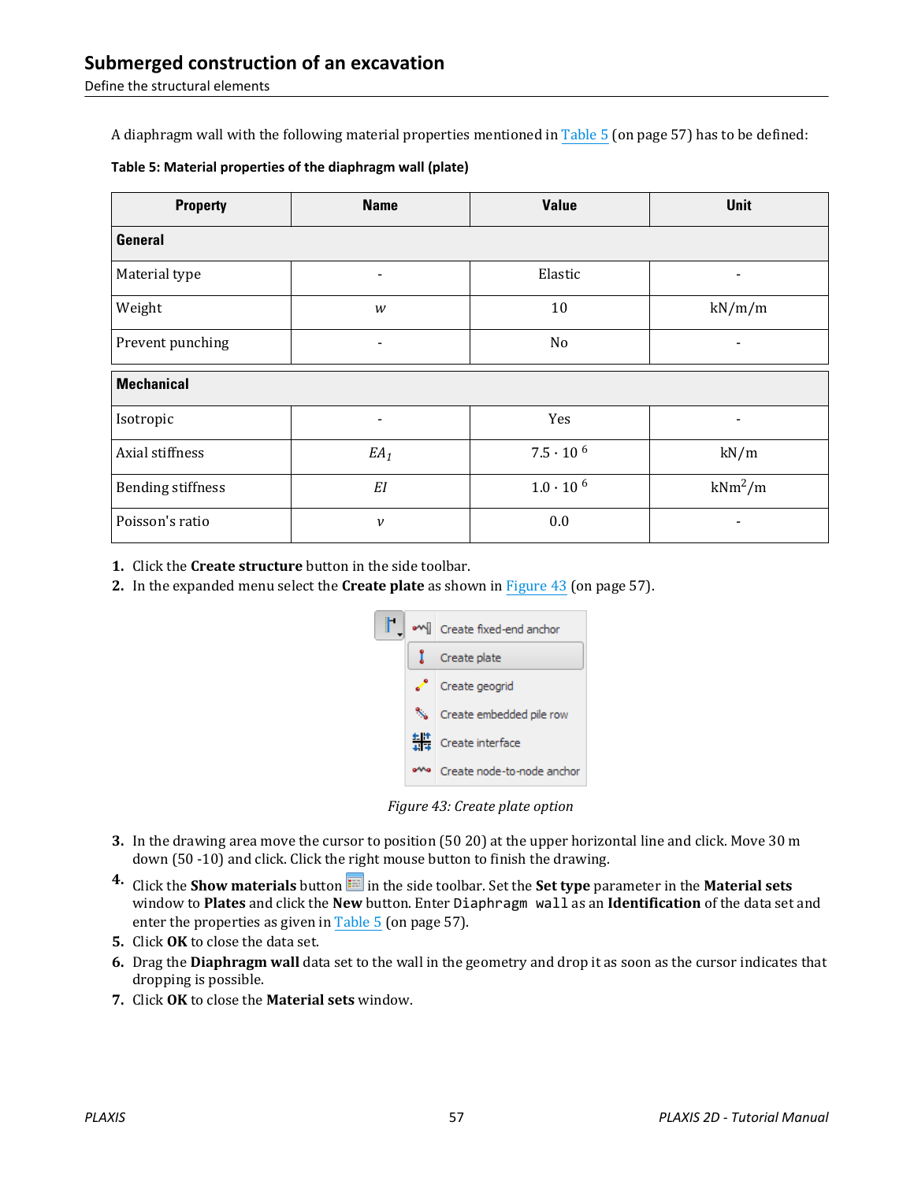A diaphragm wall with the following material properties mentioned in Table 5 (on page 57) has to be defined:

**Table 5: Material properties of the diaphragm wall (plate)**

| Property | Name | Value | Unit |
|---|---|---|---|
| **General** | | | |
| Material type | - | Elastic | - |
| Weight | $w$ | 10 | kN/m/m |
| Prevent punching | - | No | - |
| **Mechanical** | | | |
| Isotropic | - | Yes | - |
| Axial stiffness | $EA_1$ | $7.5 \cdot 10^{6}$ | kN/m |
| Bending stiffness | $EI$ | $1.0 \cdot 10^{6}$ | $kNm^2/m$ |
| Poisson's ratio | $\nu$ | 0.0 | - |

1. Click the **Create structure** button in the side toolbar.
2. In the expanded menu select the **Create plate** as shown in Figure 43 (on page 57).

*Figure 43: Create plate option*

3. In the drawing area move the cursor to position (50 20) at the upper horizontal line and click. Move 30 m down (50 -10) and click. Click the right mouse button to finish the drawing.
4. Click the **Show materials** button in the side toolbar. Set the **Set type** parameter in the **Material sets** window to **Plates** and click the **New** button. Enter `Diaphragm wall` as an **Identification** of the data set and enter the properties as given in Table 5 (on page 57).
5. Click **OK** to close the data set.
6. Drag the **Diaphragm wall** data set to the wall in the geometry and drop it as soon as the cursor indicates that dropping is possible.
7. Click **OK** to close the **Material sets** window.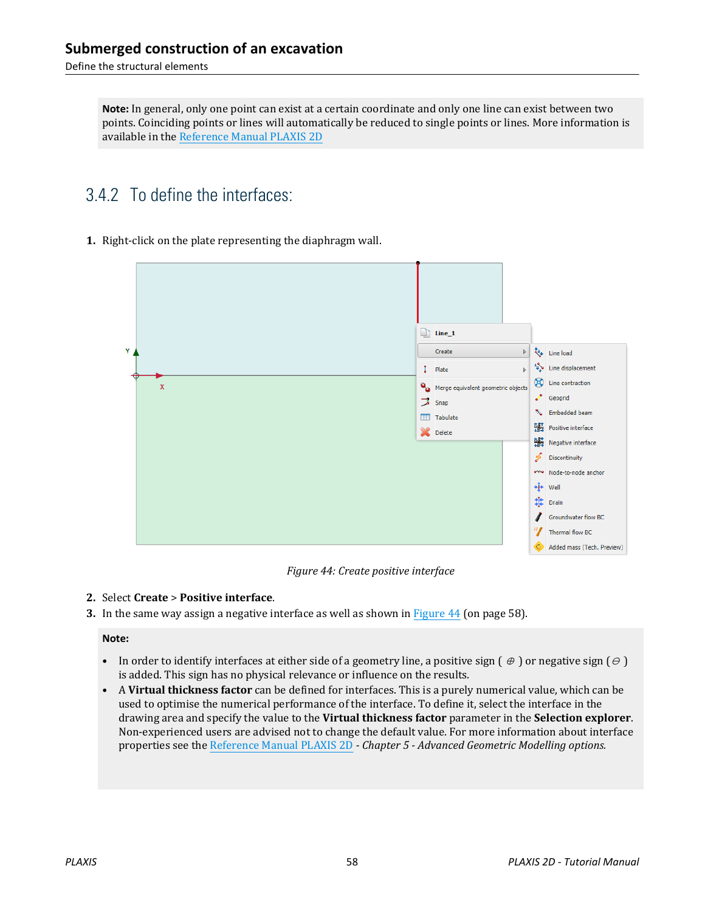**Note:** In general, only one point can exist at a certain coordinate and only one line can exist between two points. Coinciding points or lines will automatically be reduced to single points or lines. More information is available in the Reference Manual PLAXIS 2D

### 3.4.2 To define the interfaces:

1. Right-click on the plate representing the diaphragm wall.

*Figure 44: Create positive interface*

2. Select **Create** > **Positive interface**.
3. In the same way assign a negative interface as well as shown in Figure 44 (on page 58).

**Note:**

- In order to identify interfaces at either side of a geometry line, a positive sign ( ⊕ ) or negative sign ( ⊖ ) is added. This sign has no physical relevance or influence on the results.
- A **Virtual thickness factor** can be defined for interfaces. This is a purely numerical value, which can be used to optimise the numerical performance of the interface. To define it, select the interface in the drawing area and specify the value to the **Virtual thickness factor** parameter in the **Selection explorer**. Non-experienced users are advised not to change the default value. For more information about interface properties see the Reference Manual PLAXIS 2D - *Chapter 5 - Advanced Geometric Modelling options.*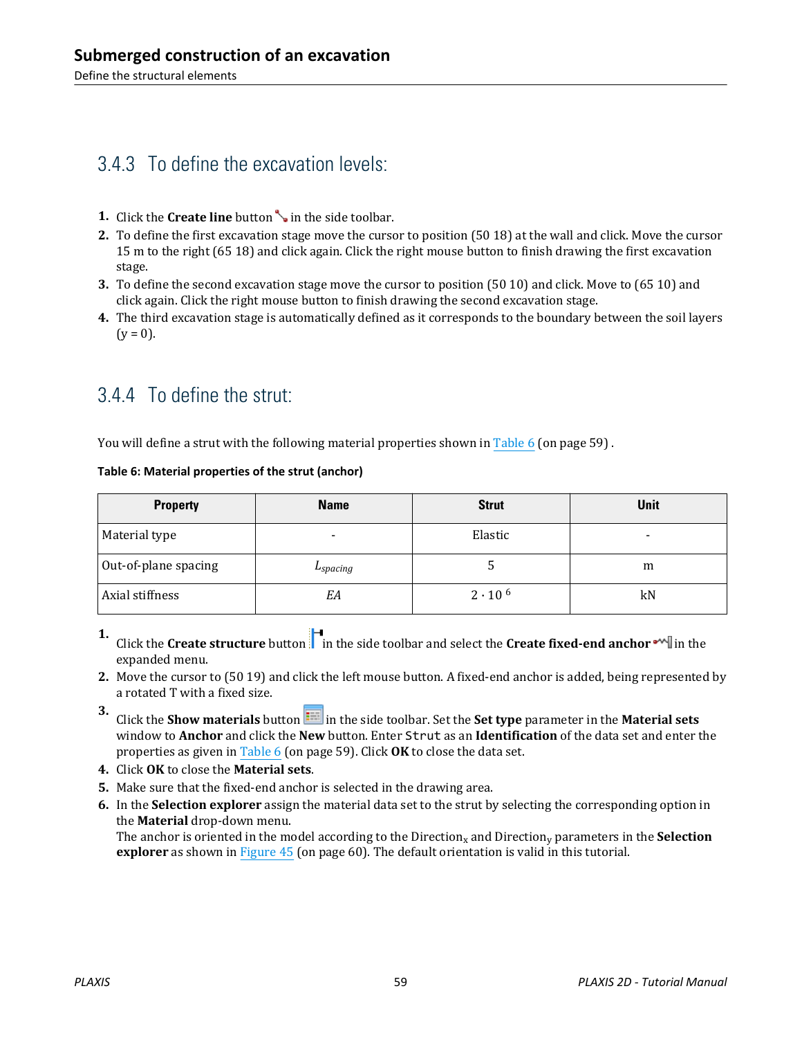### 3.4.3 To define the excavation levels:

1. Click the **Create line** button in the side toolbar.
2. To define the first excavation stage move the cursor to position (50 18) at the wall and click. Move the cursor 15 m to the right (65 18) and click again. Click the right mouse button to finish drawing the first excavation stage.
3. To define the second excavation stage move the cursor to position (50 10) and click. Move to (65 10) and click again. Click the right mouse button to finish drawing the second excavation stage.
4. The third excavation stage is automatically defined as it corresponds to the boundary between the soil layers (y = 0).

### 3.4.4 To define the strut:

You will define a strut with the following material properties shown in Table 6 (on page 59) .

**Table 6: Material properties of the strut (anchor)**

| Property | Name | Strut | Unit |
| --- | --- | --- | --- |
| Material type | - | Elastic | - |
| Out-of-plane spacing | $L_{spacing}$ | 5 | m |
| Axial stiffness | $EA$ | $2 \cdot 10^{6}$ | kN |

1. Click the **Create structure** button in the side toolbar and select the **Create fixed-end anchor** in the expanded menu.
2. Move the cursor to (50 19) and click the left mouse button. A fixed-end anchor is added, being represented by a rotated T with a fixed size.
3. Click the **Show materials** button in the side toolbar. Set the **Set type** parameter in the **Material sets** window to **Anchor** and click the **New** button. Enter `Strut` as an **Identification** of the data set and enter the properties as given in Table 6 (on page 59). Click **OK** to close the data set.
4. Click **OK** to close the **Material sets**.
5. Make sure that the fixed-end anchor is selected in the drawing area.
6. In the **Selection explorer** assign the material data set to the strut by selecting the corresponding option in the **Material** drop-down menu.
   The anchor is oriented in the model according to the Direction$_x$ and Direction$_y$ parameters in the **Selection explorer** as shown in Figure 45 (on page 60). The default orientation is valid in this tutorial.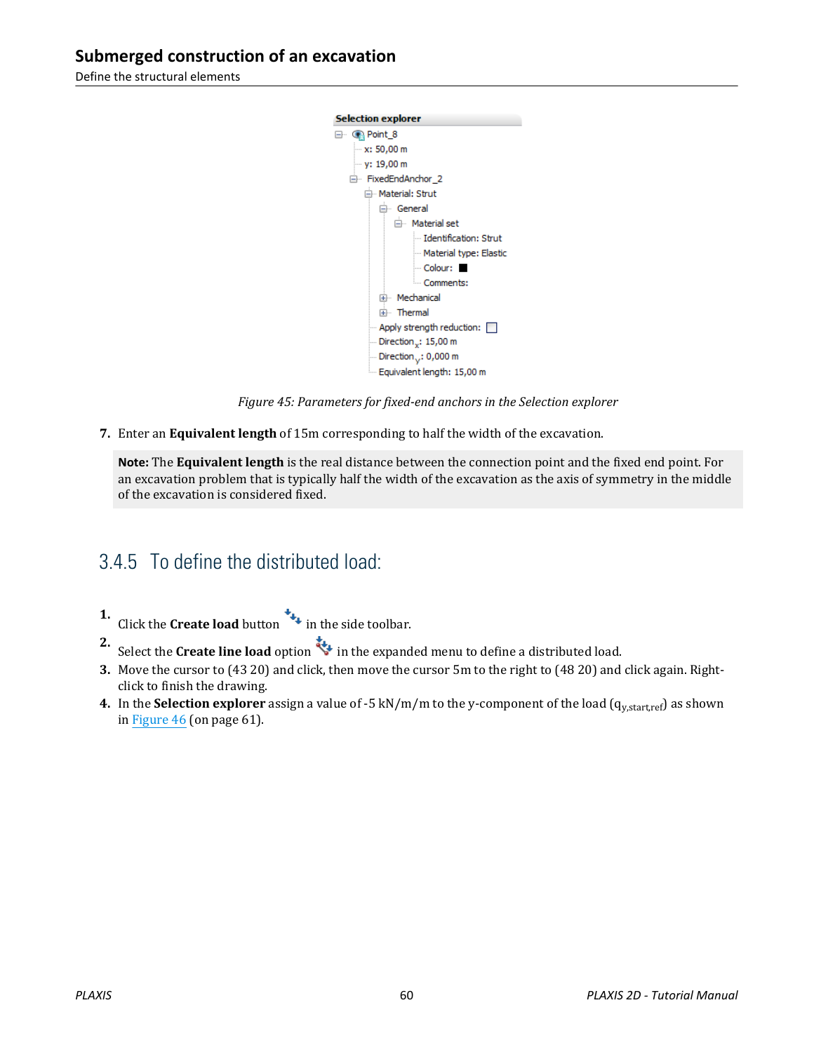Figure 45: Parameters for fixed-end anchors in the Selection explorer

7. Enter an **Equivalent length** of 15m corresponding to half the width of the excavation.

**Note:** The **Equivalent length** is the real distance between the connection point and the fixed end point. For an excavation problem that is typically half the width of the excavation as the axis of symmetry in the middle of the excavation is considered fixed.

## 3.4.5 To define the distributed load:

1. Click the **Create load** button in the side toolbar.
2. Select the **Create line load** option in the expanded menu to define a distributed load.
3. Move the cursor to (43 20) and click, then move the cursor 5m to the right to (48 20) and click again. Right-click to finish the drawing.
4. In the **Selection explorer** assign a value of -5 kN/m/m to the y-component of the load ($q_{y,start,ref}$) as shown in Figure 46 (on page 61).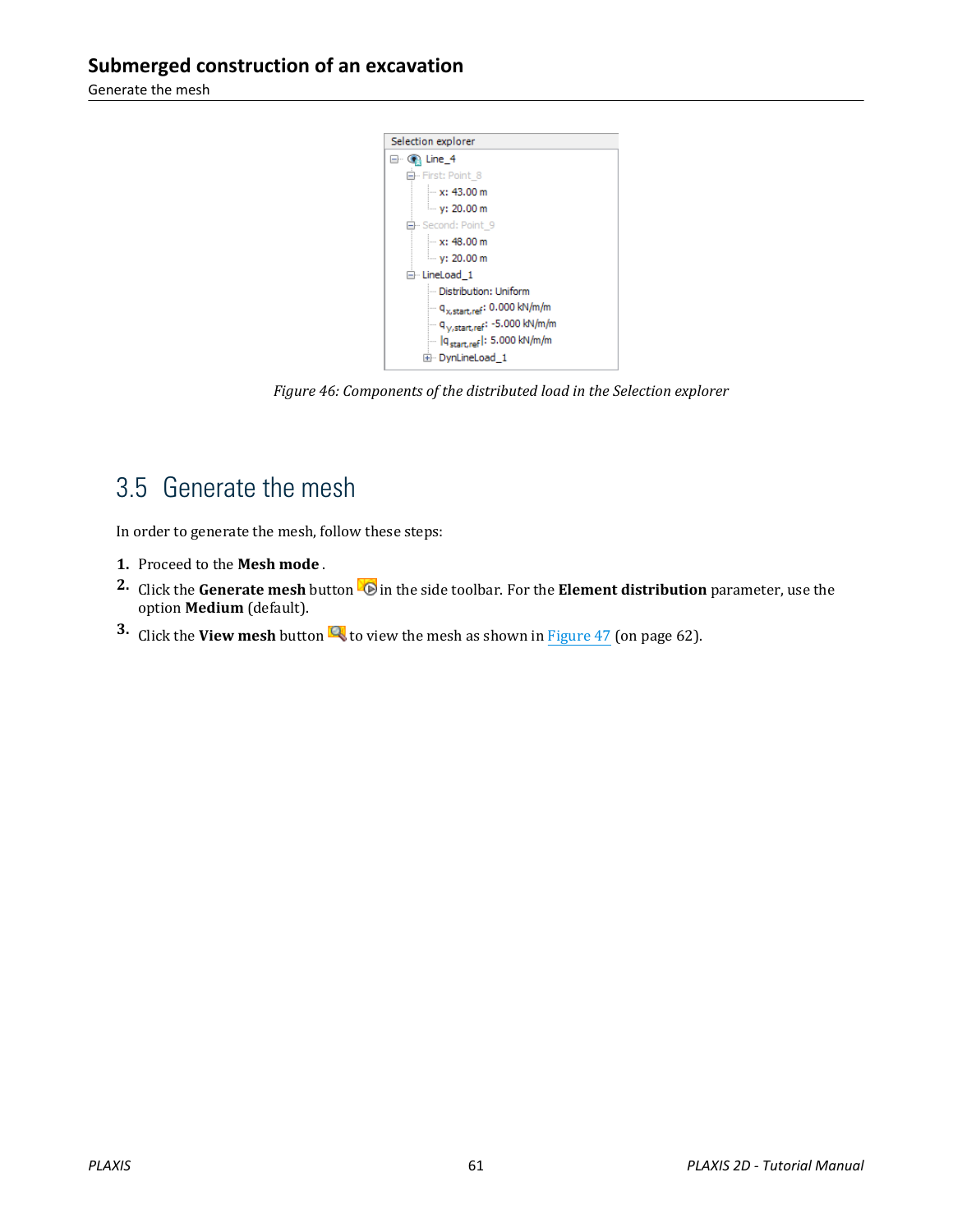Figure 46: Components of the distributed load in the Selection explorer

## 3.5 Generate the mesh

In order to generate the mesh, follow these steps:

1. Proceed to the **Mesh mode** .
2. Click the **Generate mesh** button in the side toolbar. For the **Element distribution** parameter, use the option **Medium** (default).
3. Click the **View mesh** button to view the mesh as shown in Figure 47 (on page 62).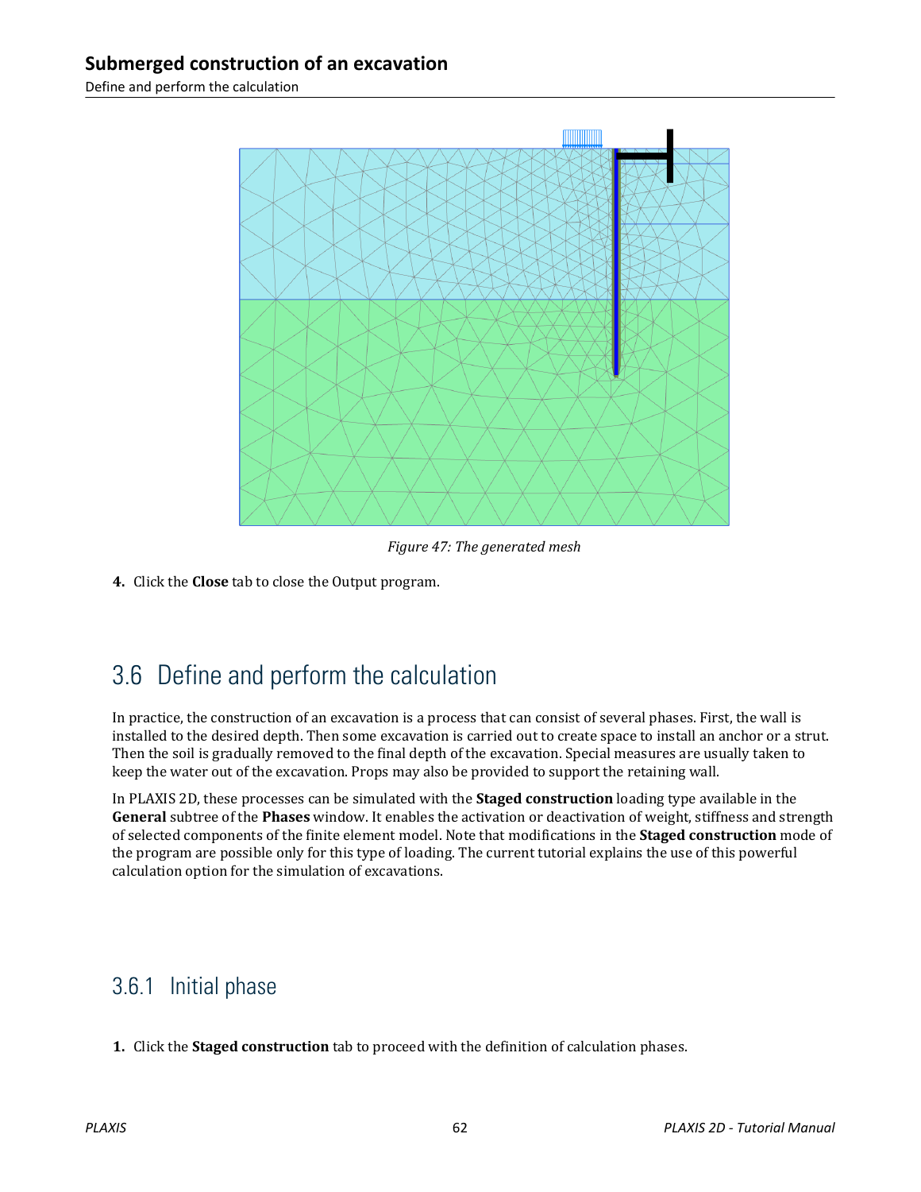*Figure 47: The generated mesh*

**4.** Click the **Close** tab to close the Output program.

## 3.6 Define and perform the calculation

In practice, the construction of an excavation is a process that can consist of several phases. First, the wall is installed to the desired depth. Then some excavation is carried out to create space to install an anchor or a strut. Then the soil is gradually removed to the final depth of the excavation. Special measures are usually taken to keep the water out of the excavation. Props may also be provided to support the retaining wall.

In PLAXIS 2D, these processes can be simulated with the **Staged construction** loading type available in the **General** subtree of the **Phases** window. It enables the activation or deactivation of weight, stiffness and strength of selected components of the finite element model. Note that modifications in the **Staged construction** mode of the program are possible only for this type of loading. The current tutorial explains the use of this powerful calculation option for the simulation of excavations.

### 3.6.1 Initial phase

**1.** Click the **Staged construction** tab to proceed with the definition of calculation phases.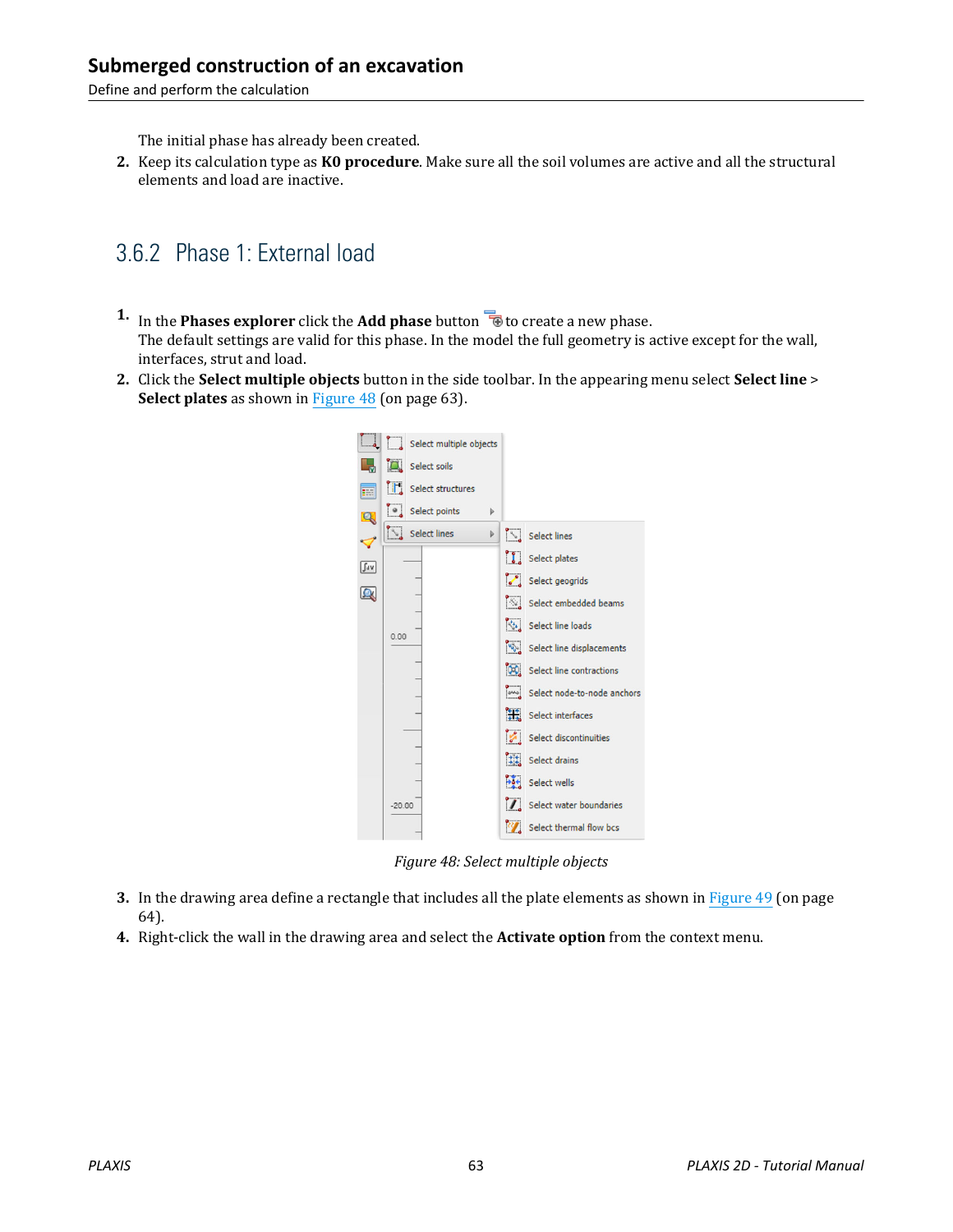The initial phase has already been created.

2. Keep its calculation type as **K0 procedure**. Make sure all the soil volumes are active and all the structural elements and load are inactive.

## 3.6.2 Phase 1: External load

1. In the **Phases explorer** click the **Add phase** button to create a new phase.
   The default settings are valid for this phase. In the model the full geometry is active except for the wall, interfaces, strut and load.
2. Click the **Select multiple objects** button in the side toolbar. In the appearing menu select **Select line** > **Select plates** as shown in Figure 48 (on page 63).

Figure 48: Select multiple objects

3. In the drawing area define a rectangle that includes all the plate elements as shown in Figure 49 (on page 64).
4. Right-click the wall in the drawing area and select the **Activate option** from the context menu.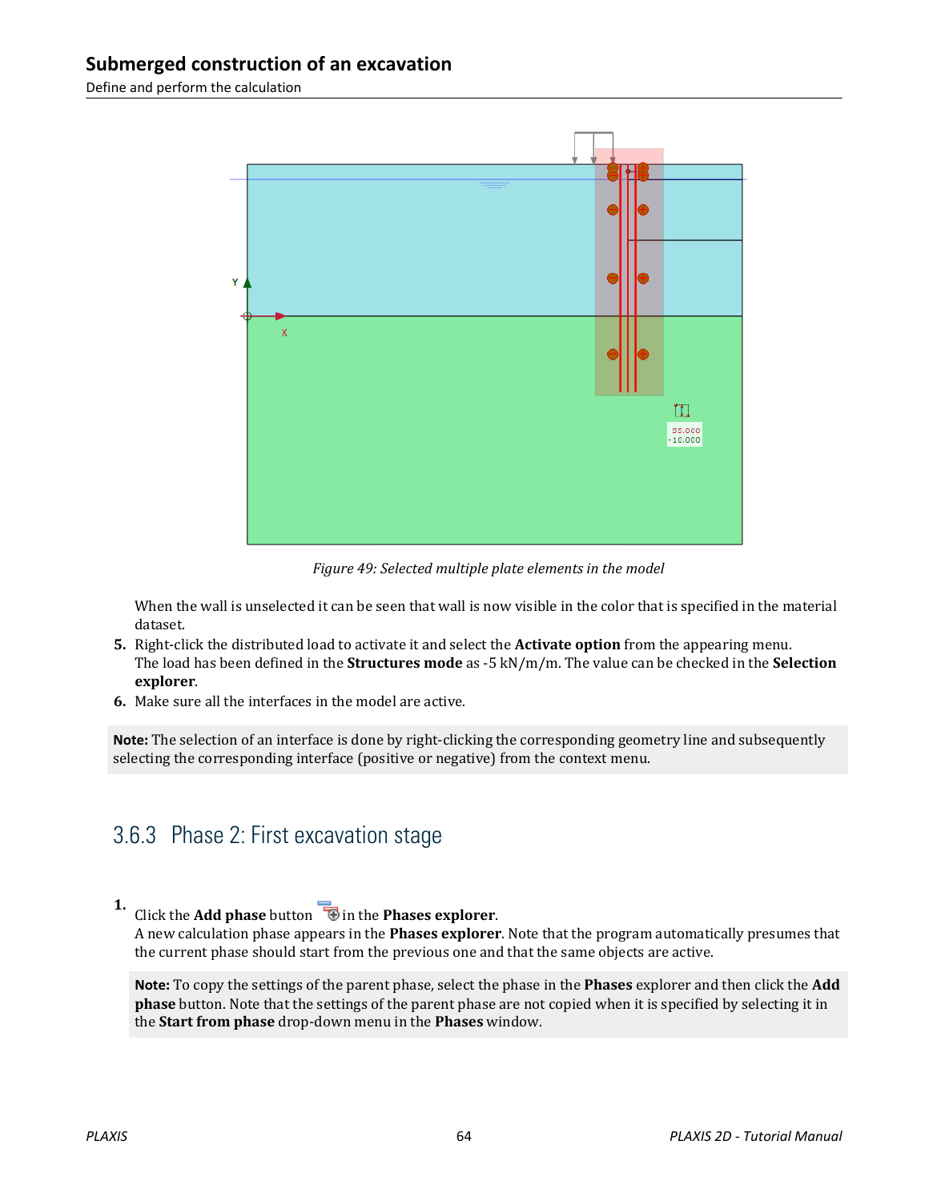Figure 49: Selected multiple plate elements in the model

When the wall is unselected it can be seen that wall is now visible in the color that is specified in the material dataset.

5. Right-click the distributed load to activate it and select the **Activate option** from the appearing menu. The load has been defined in the **Structures mode** as -5 kN/m/m. The value can be checked in the **Selection explorer**.
6. Make sure all the interfaces in the model are active.

**Note:** The selection of an interface is done by right-clicking the corresponding geometry line and subsequently selecting the corresponding interface (positive or negative) from the context menu.

### 3.6.3 Phase 2: First excavation stage

1. Click the **Add phase** button in the **Phases explorer**. A new calculation phase appears in the **Phases explorer**. Note that the program automatically presumes that the current phase should start from the previous one and that the same objects are active.

**Note:** To copy the settings of the parent phase, select the phase in the **Phases** explorer and then click the **Add phase** button. Note that the settings of the parent phase are not copied when it is specified by selecting it in the **Start from phase** drop-down menu in the **Phases** window.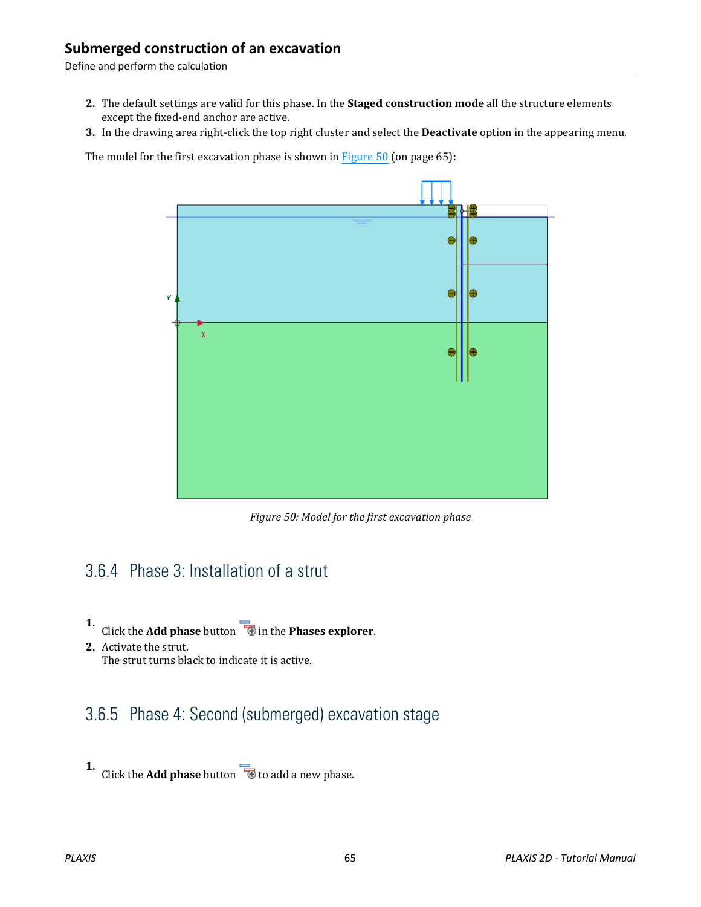2. The default settings are valid for this phase. In the **Staged construction mode** all the structure elements except the fixed-end anchor are active.
3. In the drawing area right-click the top right cluster and select the **Deactivate** option in the appearing menu.

The model for the first excavation phase is shown in Figure 50 (on page 65):

*Figure 50: Model for the first excavation phase*

### 3.6.4 Phase 3: Installation of a strut

1. Click the **Add phase** button in the **Phases explorer**.
2. Activate the strut.
   The strut turns black to indicate it is active.

### 3.6.5 Phase 4: Second (submerged) excavation stage

1. Click the **Add phase** button to add a new phase.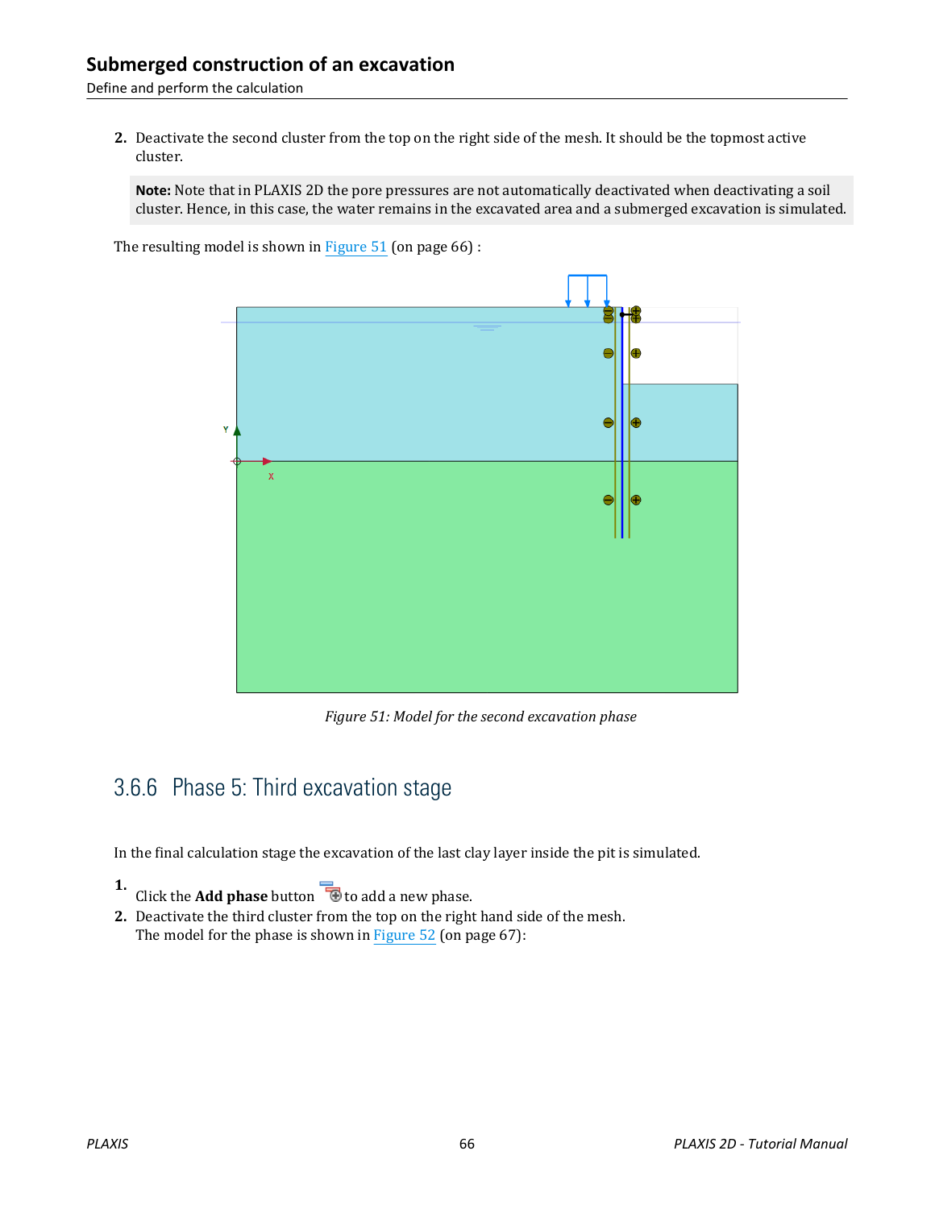2. Deactivate the second cluster from the top on the right side of the mesh. It should be the topmost active cluster.

   **Note:** Note that in PLAXIS 2D the pore pressures are not automatically deactivated when deactivating a soil cluster. Hence, in this case, the water remains in the excavated area and a submerged excavation is simulated.

The resulting model is shown in Figure 51 (on page 66) :

*Figure 51: Model for the second excavation phase*

## 3.6.6 Phase 5: Third excavation stage

In the final calculation stage the excavation of the last clay layer inside the pit is simulated.

1. Click the **Add phase** button to add a new phase.
2. Deactivate the third cluster from the top on the right hand side of the mesh.
   The model for the phase is shown in Figure 52 (on page 67):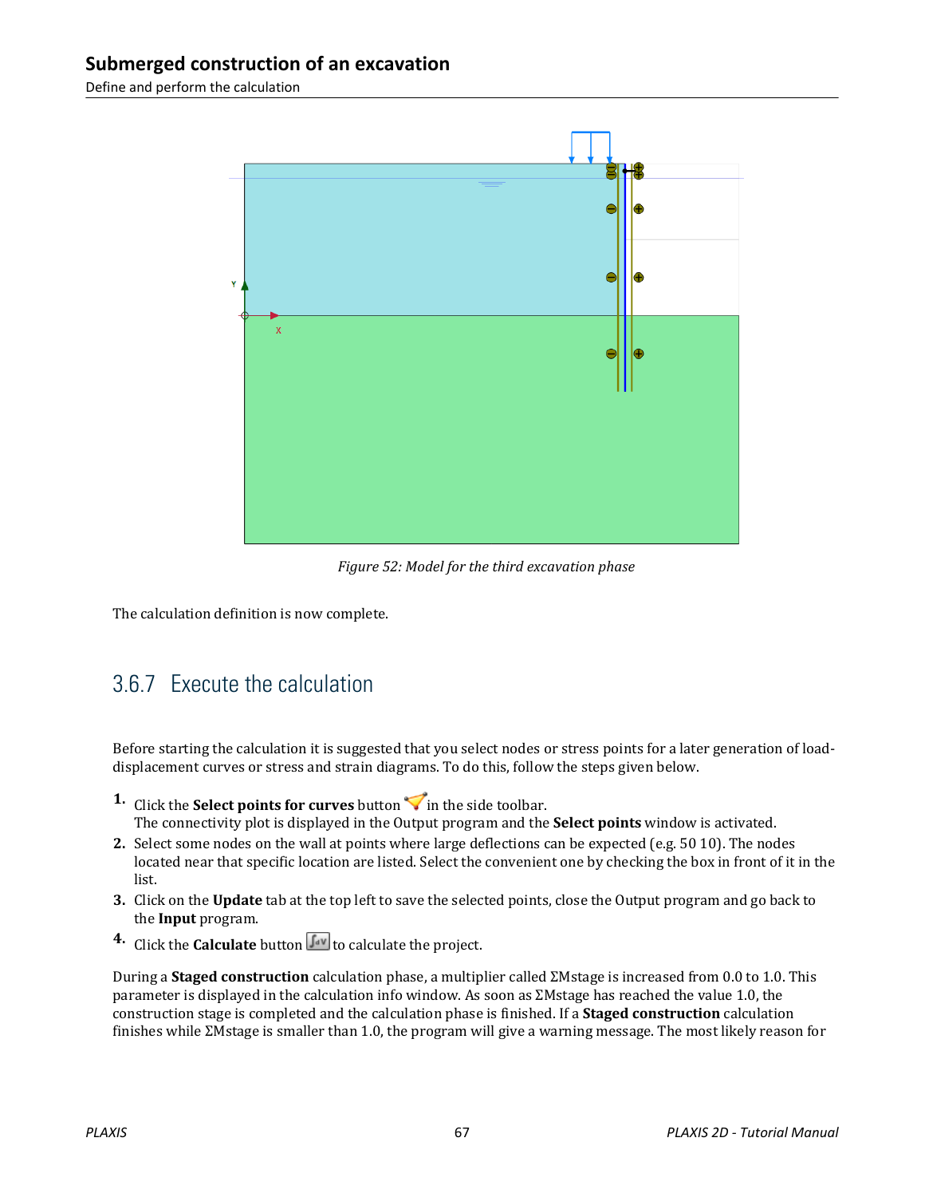*Figure 52: Model for the third excavation phase*

The calculation definition is now complete.

## 3.6.7 Execute the calculation

Before starting the calculation it is suggested that you select nodes or stress points for a later generation of load-displacement curves or stress and strain diagrams. To do this, follow the steps given below.

1. Click the **Select points for curves** button in the side toolbar.
   The connectivity plot is displayed in the Output program and the **Select points** window is activated.
2. Select some nodes on the wall at points where large deflections can be expected (e.g. 50 10). The nodes located near that specific location are listed. Select the convenient one by checking the box in front of it in the list.
3. Click on the **Update** tab at the top left to save the selected points, close the Output program and go back to the **Input** program.
4. Click the **Calculate** button to calculate the project.

During a **Staged construction** calculation phase, a multiplier called ΣMstage is increased from 0.0 to 1.0. This parameter is displayed in the calculation info window. As soon as ΣMstage has reached the value 1.0, the construction stage is completed and the calculation phase is finished. If a **Staged construction** calculation finishes while ΣMstage is smaller than 1.0, the program will give a warning message. The most likely reason for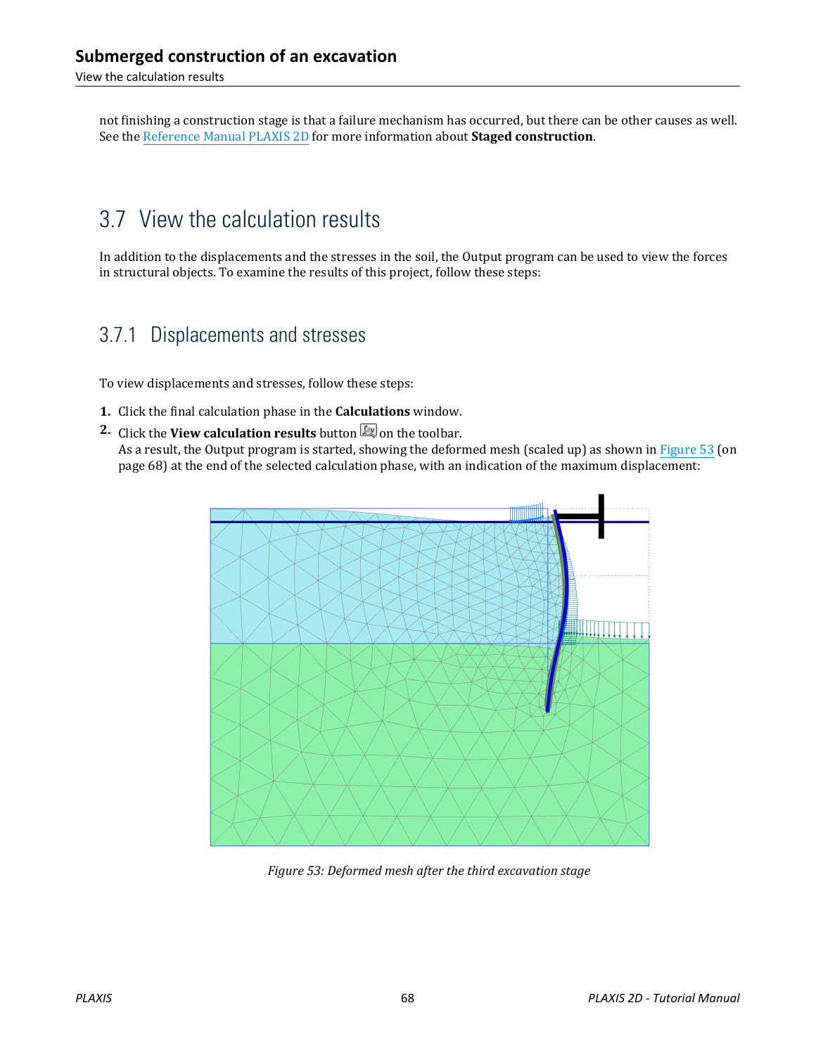not finishing a construction stage is that a failure mechanism has occurred, but there can be other causes as well. See the Reference Manual PLAXIS 2D for more information about **Staged construction**.

## 3.7 View the calculation results

In addition to the displacements and the stresses in the soil, the Output program can be used to view the forces in structural objects. To examine the results of this project, follow these steps:

### 3.7.1 Displacements and stresses

To view displacements and stresses, follow these steps:

1. Click the final calculation phase in the **Calculations** window.
2. Click the **View calculation results** button on the toolbar.
   As a result, the Output program is started, showing the deformed mesh (scaled up) as shown in Figure 53 (on page 68) at the end of the selected calculation phase, with an indication of the maximum displacement:

*Figure 53: Deformed mesh after the third excavation stage*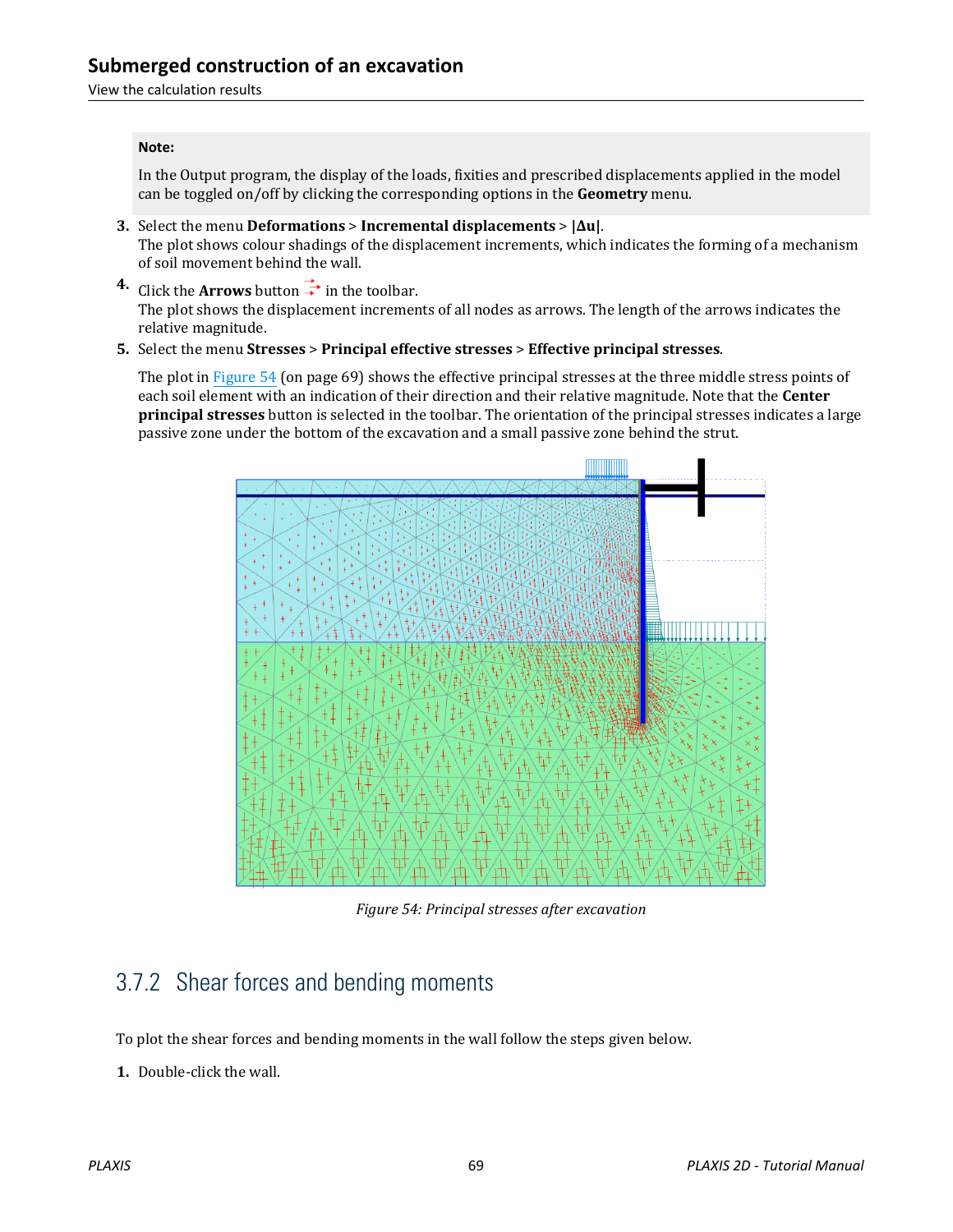> **Note:**
>
> In the Output program, the display of the loads, fixities and prescribed displacements applied in the model can be toggled on/off by clicking the corresponding options in the **Geometry** menu.

3. Select the menu **Deformations** > **Incremental displacements** > **|Δu|**.
   The plot shows colour shadings of the displacement increments, which indicates the forming of a mechanism of soil movement behind the wall.
4. Click the **Arrows** button in the toolbar.
   The plot shows the displacement increments of all nodes as arrows. The length of the arrows indicates the relative magnitude.
5. Select the menu **Stresses** > **Principal effective stresses** > **Effective principal stresses**.

   The plot in Figure 54 (on page 69) shows the effective principal stresses at the three middle stress points of each soil element with an indication of their direction and their relative magnitude. Note that the **Center principal stresses** button is selected in the toolbar. The orientation of the principal stresses indicates a large passive zone under the bottom of the excavation and a small passive zone behind the strut.

*Figure 54: Principal stresses after excavation*

## 3.7.2 Shear forces and bending moments

To plot the shear forces and bending moments in the wall follow the steps given below.

1. Double-click the wall.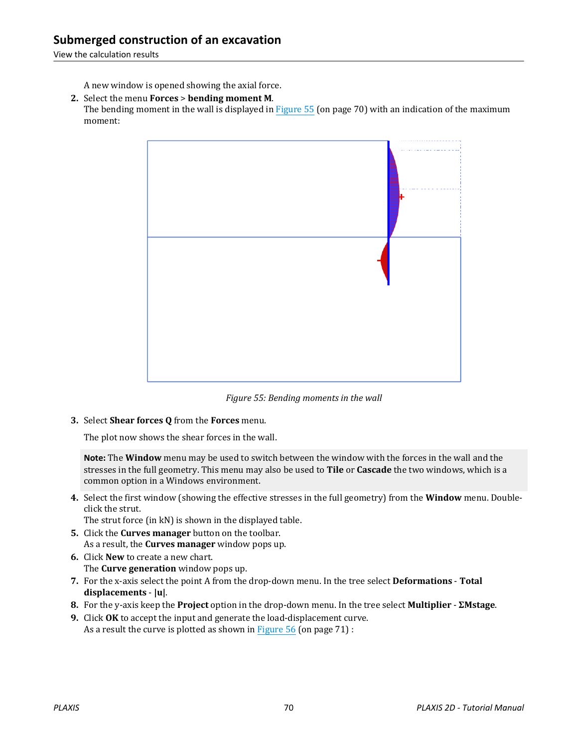A new window is opened showing the axial force.

2. Select the menu **Forces** > **bending moment M**.
   The bending moment in the wall is displayed in Figure 55 (on page 70) with an indication of the maximum moment:

*Figure 55: Bending moments in the wall*

3. Select **Shear forces Q** from the **Forces** menu.

   The plot now shows the shear forces in the wall.

**Note:** The **Window** menu may be used to switch between the window with the forces in the wall and the stresses in the full geometry. This menu may also be used to **Tile** or **Cascade** the two windows, which is a common option in a Windows environment.

4. Select the first window (showing the effective stresses in the full geometry) from the **Window** menu. Double-click the strut.
   The strut force (in kN) is shown in the displayed table.
5. Click the **Curves manager** button on the toolbar.
   As a result, the **Curves manager** window pops up.
6. Click **New** to create a new chart.
   The **Curve generation** window pops up.
7. For the x-axis select the point A from the drop-down menu. In the tree select **Deformations** - **Total displacements** - **|u|**.
8. For the y-axis keep the **Project** option in the drop-down menu. In the tree select **Multiplier** - **ΣMstage**.
9. Click **OK** to accept the input and generate the load-displacement curve.
   As a result the curve is plotted as shown in Figure 56 (on page 71) :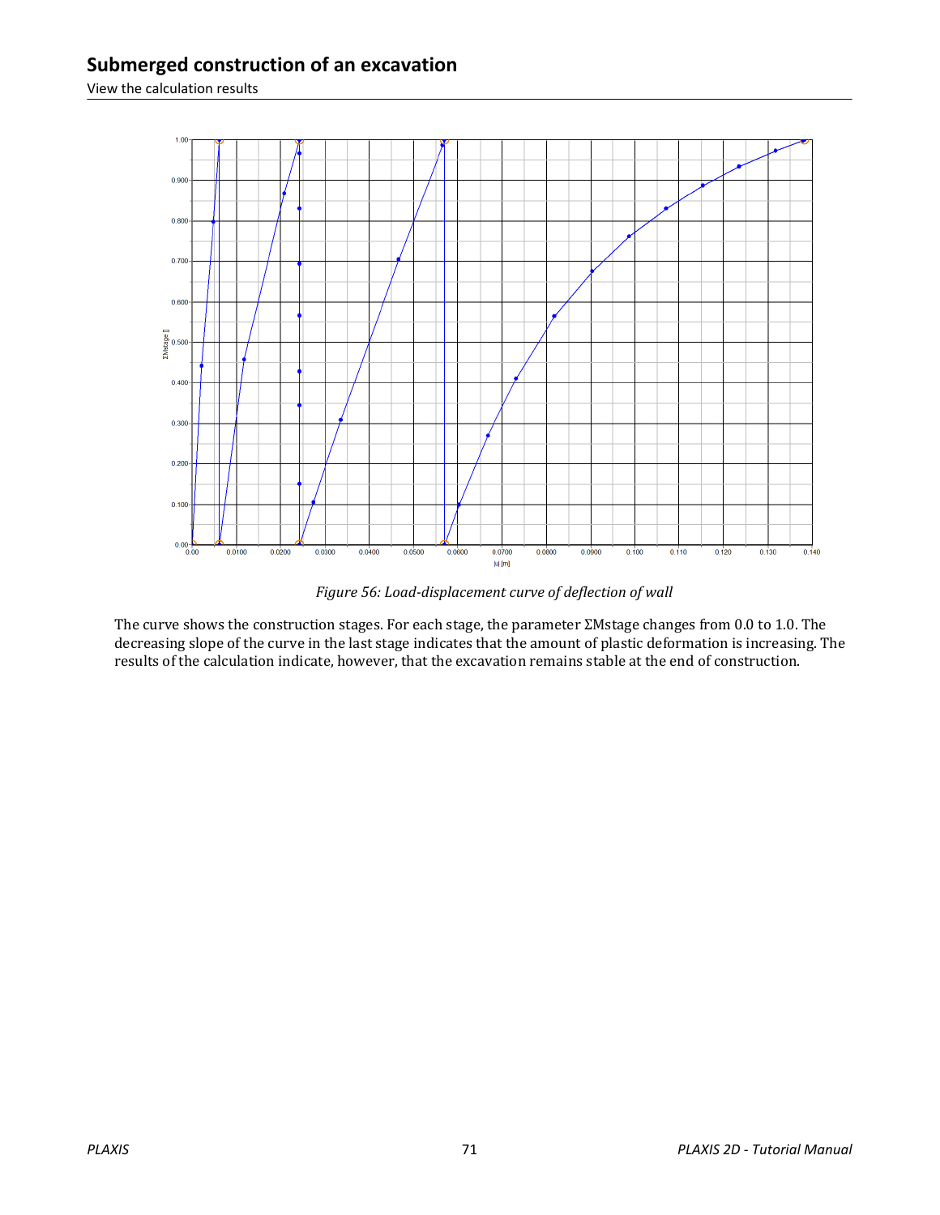1.00
0.900
0.800
0.700
0.600
0.500
0.400
0.300
0.200
0.100
0.00

ΣMstage []

0.00
0.0100
0.0200
0.0300
0.0400
0.0500
0.0600
0.0700
0.0800
0.0900
0.100
0.110
0.120
0.130
0.140

|u| [m]

*Figure 56: Load-displacement curve of deflection of wall*

The curve shows the construction stages. For each stage, the parameter ΣMstage changes from 0.0 to 1.0. The decreasing slope of the curve in the last stage indicates that the amount of plastic deformation is increasing. The results of the calculation indicate, however, that the excavation remains stable at the end of construction.